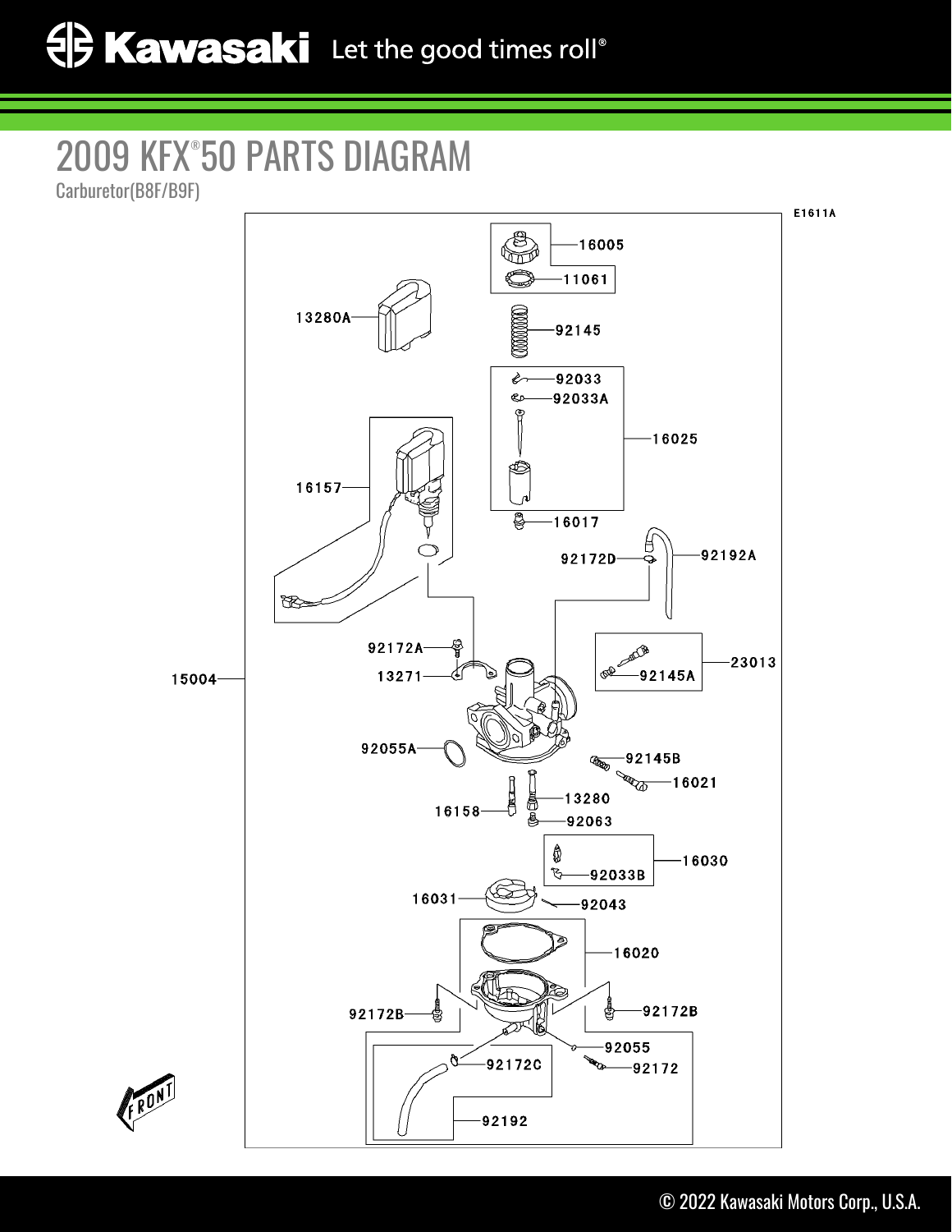# 2009 KFX®50 PARTS DIAGRAM

Carburetor(B8F/B9F)

E1611A

16005
11061
13280A
92145
92033
92033A
16025
16157
16017
92172D
92192A
92172A
23013
15004
13271
92145A
92055A
92145B
16021
13280
16158
92063
16030
92033B
16031
92043
16020
92172B
92172B
92055
92172C
92172
92192

FRONT

© 2022 Kawasaki Motors Corp., U.S.A.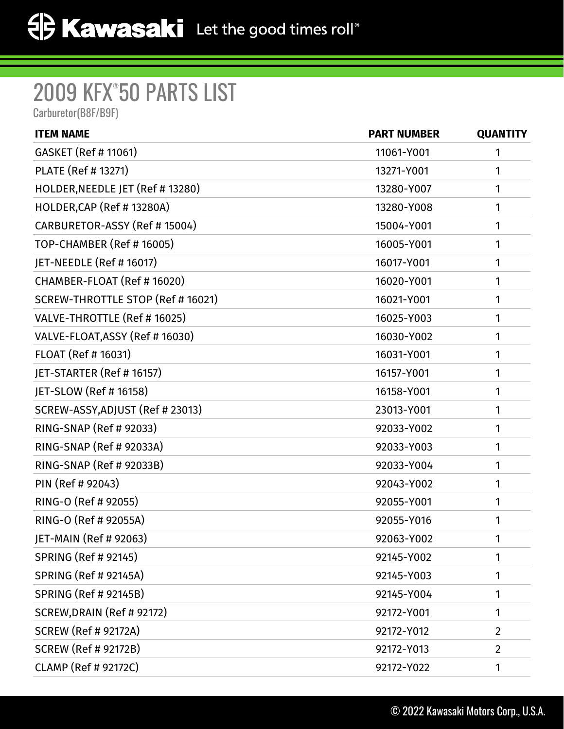# 2009 KFX®50 PARTS LIST

Carburetor(B8F/B9F)

| ITEM NAME | PART NUMBER | QUANTITY |
|---|---|---|
| GASKET (Ref # 11061) | 11061-Y001 | 1 |
| PLATE (Ref # 13271) | 13271-Y001 | 1 |
| HOLDER,NEEDLE JET (Ref # 13280) | 13280-Y007 | 1 |
| HOLDER,CAP (Ref # 13280A) | 13280-Y008 | 1 |
| CARBURETOR-ASSY (Ref # 15004) | 15004-Y001 | 1 |
| TOP-CHAMBER (Ref # 16005) | 16005-Y001 | 1 |
| JET-NEEDLE (Ref # 16017) | 16017-Y001 | 1 |
| CHAMBER-FLOAT (Ref # 16020) | 16020-Y001 | 1 |
| SCREW-THROTTLE STOP (Ref # 16021) | 16021-Y001 | 1 |
| VALVE-THROTTLE (Ref # 16025) | 16025-Y003 | 1 |
| VALVE-FLOAT,ASSY (Ref # 16030) | 16030-Y002 | 1 |
| FLOAT (Ref # 16031) | 16031-Y001 | 1 |
| JET-STARTER (Ref # 16157) | 16157-Y001 | 1 |
| JET-SLOW (Ref # 16158) | 16158-Y001 | 1 |
| SCREW-ASSY,ADJUST (Ref # 23013) | 23013-Y001 | 1 |
| RING-SNAP (Ref # 92033) | 92033-Y002 | 1 |
| RING-SNAP (Ref # 92033A) | 92033-Y003 | 1 |
| RING-SNAP (Ref # 92033B) | 92033-Y004 | 1 |
| PIN (Ref # 92043) | 92043-Y002 | 1 |
| RING-O (Ref # 92055) | 92055-Y001 | 1 |
| RING-O (Ref # 92055A) | 92055-Y016 | 1 |
| JET-MAIN (Ref # 92063) | 92063-Y002 | 1 |
| SPRING (Ref # 92145) | 92145-Y002 | 1 |
| SPRING (Ref # 92145A) | 92145-Y003 | 1 |
| SPRING (Ref # 92145B) | 92145-Y004 | 1 |
| SCREW,DRAIN (Ref # 92172) | 92172-Y001 | 1 |
| SCREW (Ref # 92172A) | 92172-Y012 | 2 |
| SCREW (Ref # 92172B) | 92172-Y013 | 2 |
| CLAMP (Ref # 92172C) | 92172-Y022 | 1 |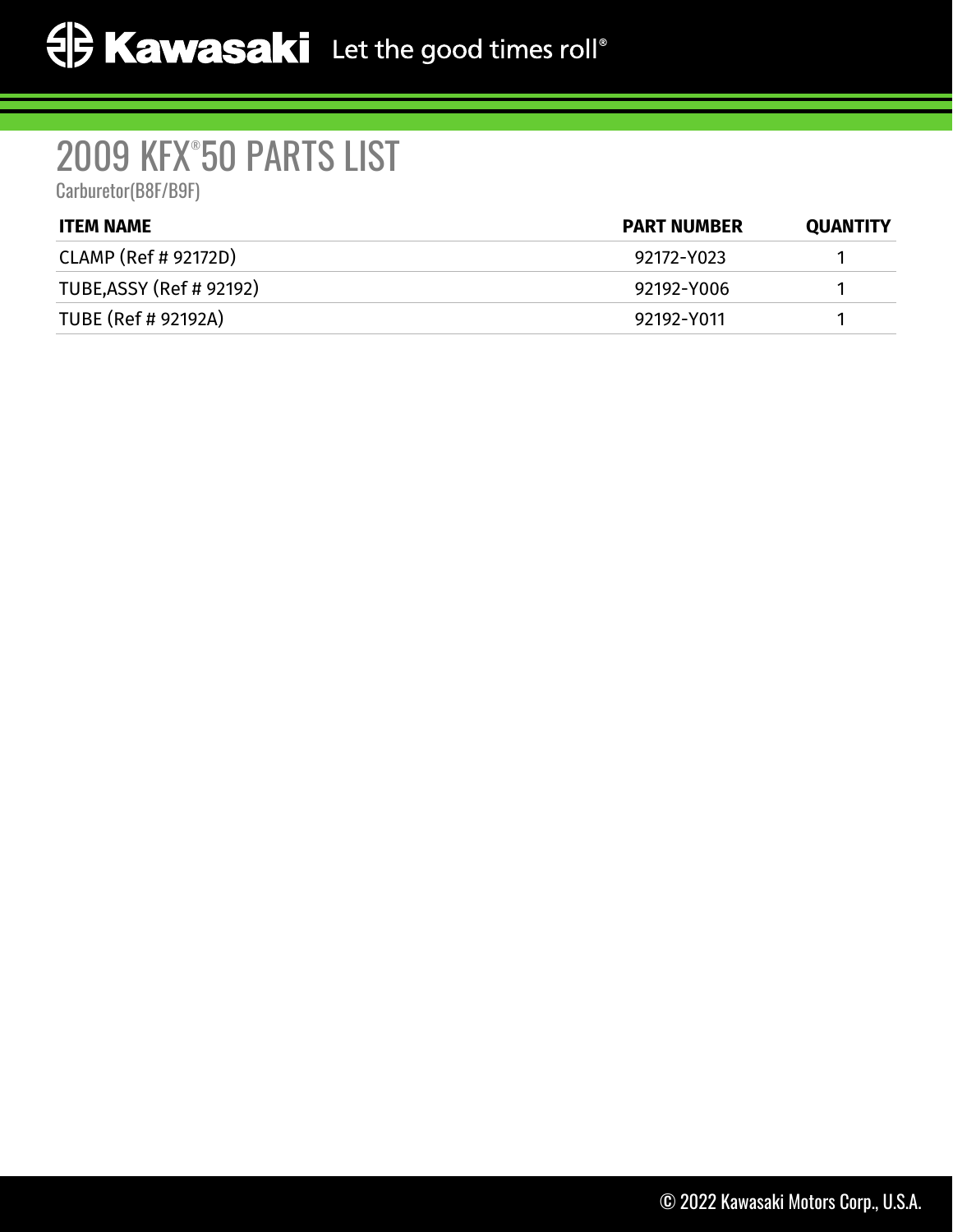# 2009 KFX®50 PARTS LIST

Carburetor(B8F/B9F)

| ITEM NAME | PART NUMBER | QUANTITY |
| --- | --- | --- |
| CLAMP (Ref # 92172D) | 92172-Y023 | 1 |
| TUBE,ASSY (Ref # 92192) | 92192-Y006 | 1 |
| TUBE (Ref # 92192A) | 92192-Y011 | 1 |